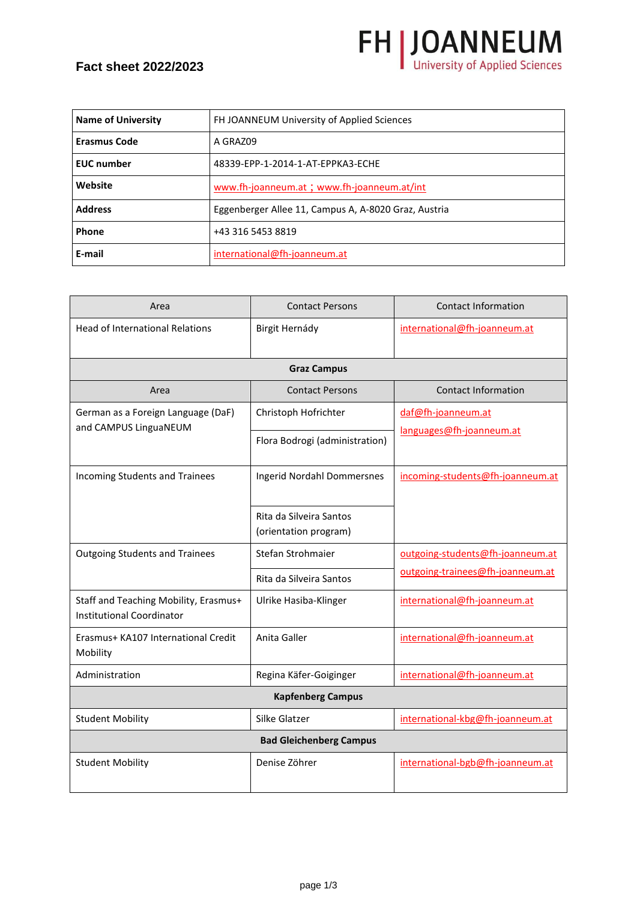# Fact sheet 2022/2023

FH | JOANNEUM University of Applied Sciences

| | |
|---|---|
| **Name of University** | FH JOANNEUM University of Applied Sciences |
| **Erasmus Code** | A GRAZ09 |
| **EUC number** | 48339-EPP-1-2014-1-AT-EPPKA3-ECHE |
| **Website** | www.fh-joanneum.at；www.fh-joanneum.at/int |
| **Address** | Eggenberger Allee 11, Campus A, A-8020 Graz, Austria |
| **Phone** | +43 316 5453 8819 |
| **E-mail** | international@fh-joanneum.at |

| Area | Contact Persons | Contact Information |
|---|---|---|
| Head of International Relations | Birgit Hernády | international@fh-joanneum.at |
| **Graz Campus** | | |
| Area | Contact Persons | Contact Information |
| German as a Foreign Language (DaF) and CAMPUS LinguaNEUM | Christoph Hofrichter<br>Flora Bodrogi (administration) | daf@fh-joanneum.at<br>languages@fh-joanneum.at |
| Incoming Students and Trainees | Ingerid Nordahl Dommersnes<br>Rita da Silveira Santos (orientation program) | incoming-students@fh-joanneum.at |
| Outgoing Students and Trainees | Stefan Strohmaier<br>Rita da Silveira Santos | outgoing-students@fh-joanneum.at<br>outgoing-trainees@fh-joanneum.at |
| Staff and Teaching Mobility, Erasmus+ Institutional Coordinator | Ulrike Hasiba-Klinger | international@fh-joanneum.at |
| Erasmus+ KA107 International Credit Mobility | Anita Galler | international@fh-joanneum.at |
| Administration | Regina Käfer-Goiginger | international@fh-joanneum.at |
| **Kapfenberg Campus** | | |
| Student Mobility | Silke Glatzer | international-kbg@fh-joanneum.at |
| **Bad Gleichenberg Campus** | | |
| Student Mobility | Denise Zöhrer | international-bgb@fh-joanneum.at |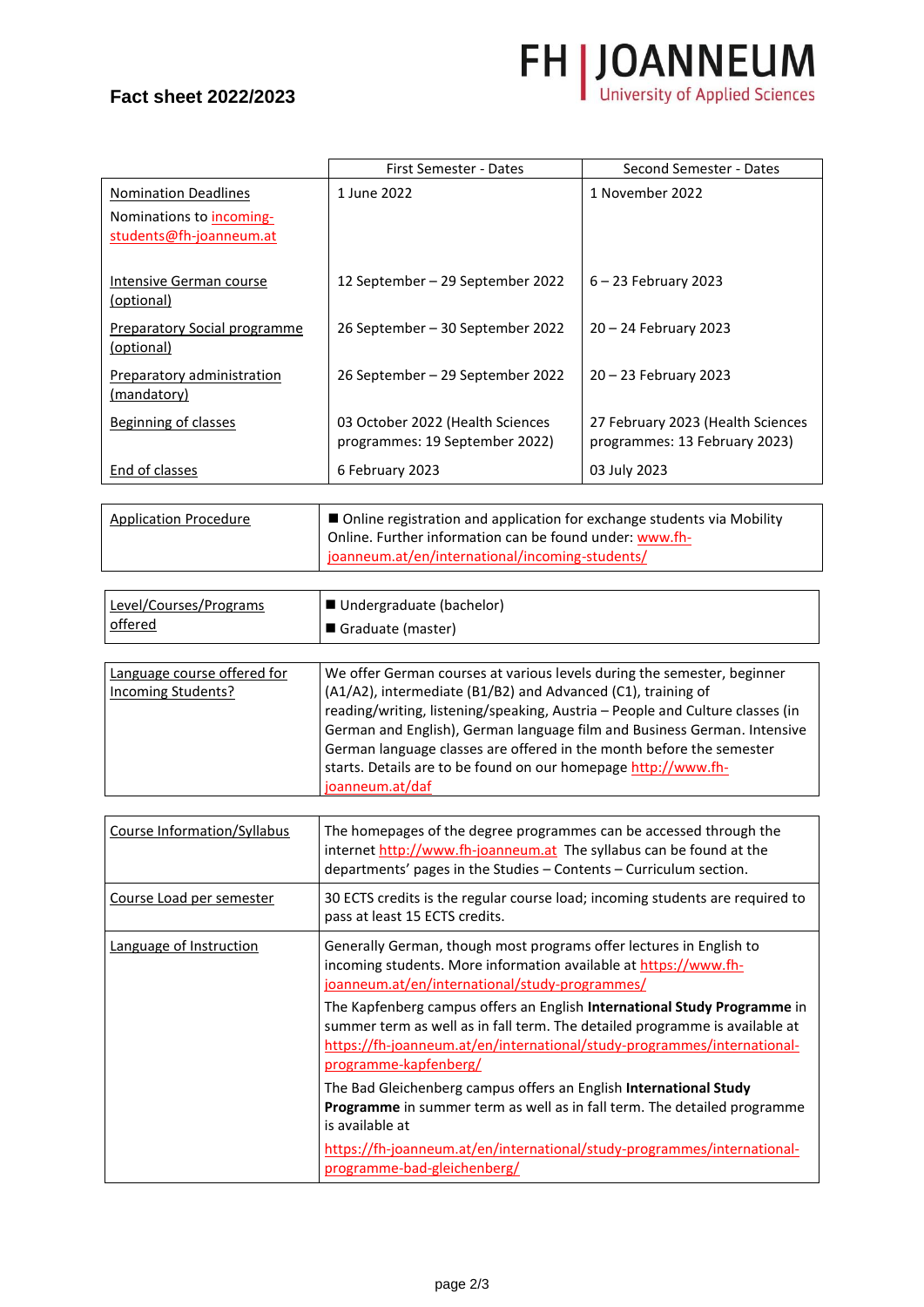FH | JOANNEUM
University of Applied Sciences

## Fact sheet 2022/2023

| | First Semester - Dates | Second Semester - Dates |
|---|---|---|
| Nomination Deadlines<br>Nominations to incoming-students@fh-joanneum.at | 1 June 2022 | 1 November 2022 |
| Intensive German course (optional) | 12 September – 29 September 2022 | 6 – 23 February 2023 |
| Preparatory Social programme (optional) | 26 September – 30 September 2022 | 20 – 24 February 2023 |
| Preparatory administration (mandatory) | 26 September – 29 September 2022 | 20 – 23 February 2023 |
| Beginning of classes | 03 October 2022 (Health Sciences programmes: 19 September 2022) | 27 February 2023 (Health Sciences programmes: 13 February 2023) |
| End of classes | 6 February 2023 | 03 July 2023 |

| | |
|---|---|
| Application Procedure | ■ Online registration and application for exchange students via Mobility Online. Further information can be found under: www.fh-joanneum.at/en/international/incoming-students/ |

| | |
|---|---|
| Level/Courses/Programs offered | ■ Undergraduate (bachelor)<br>■ Graduate (master) |

| | |
|---|---|
| Language course offered for Incoming Students? | We offer German courses at various levels during the semester, beginner (A1/A2), intermediate (B1/B2) and Advanced (C1), training of reading/writing, listening/speaking, Austria – People and Culture classes (in German and English), German language film and Business German. Intensive German language classes are offered in the month before the semester starts. Details are to be found on our homepage http://www.fh-joanneum.at/daf |

| | |
|---|---|
| Course Information/Syllabus | The homepages of the degree programmes can be accessed through the internet http://www.fh-joanneum.at The syllabus can be found at the departments' pages in the Studies – Contents – Curriculum section. |
| Course Load per semester | 30 ECTS credits is the regular course load; incoming students are required to pass at least 15 ECTS credits. |
| Language of Instruction | Generally German, though most programs offer lectures in English to incoming students. More information available at https://www.fh-joanneum.at/en/international/study-programmes/<br>The Kapfenberg campus offers an English **International Study Programme** in summer term as well as in fall term. The detailed programme is available at https://fh-joanneum.at/en/international/study-programmes/international-programme-kapfenberg/<br>The Bad Gleichenberg campus offers an English **International Study Programme** in summer term as well as in fall term. The detailed programme is available at<br>https://fh-joanneum.at/en/international/study-programmes/international-programme-bad-gleichenberg/ |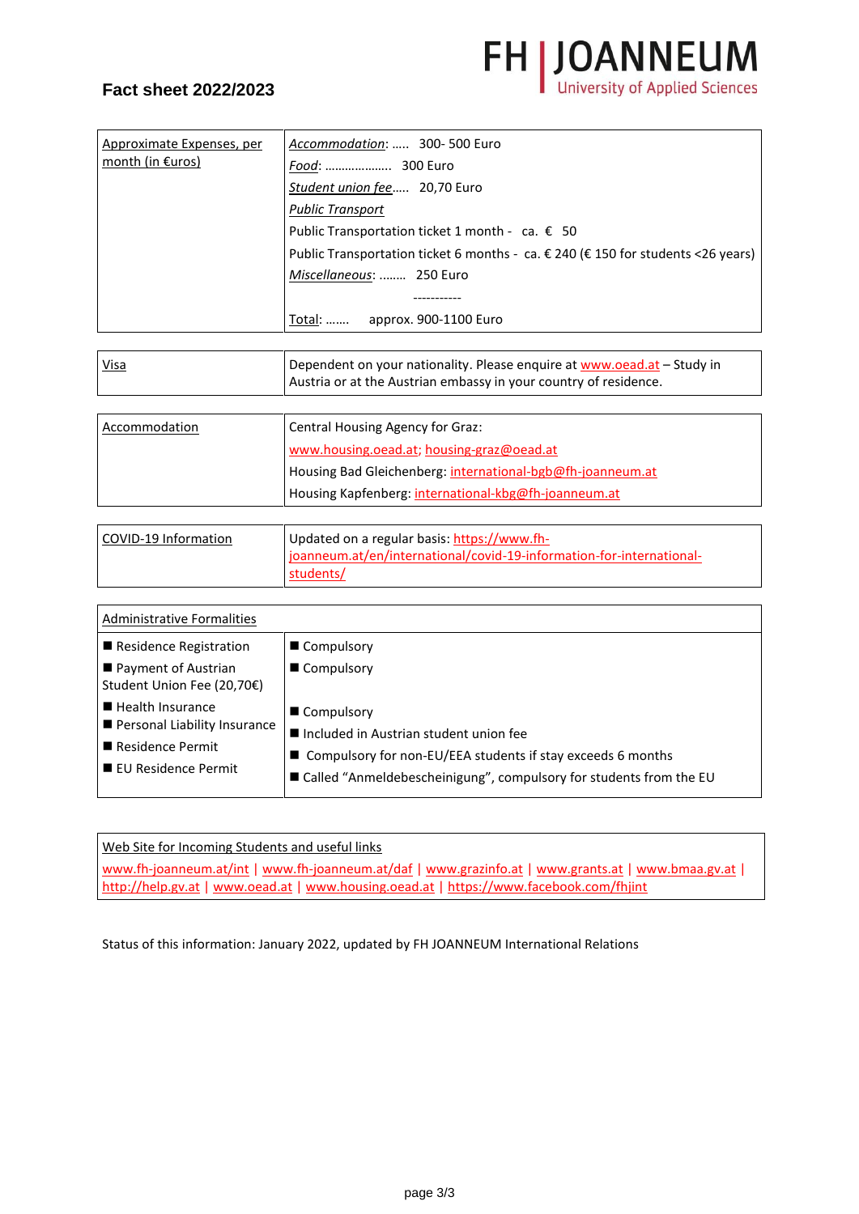FH | JOANNEUM
University of Applied Sciences

**Fact sheet 2022/2023**

| | |
|---|---|
| Approximate Expenses, per month (in €uros) | *Accommodation*: ….. 300- 500 Euro<br>*Food*: ……………….. 300 Euro<br>*Student union fee*….. 20,70 Euro<br>*Public Transport*<br>Public Transportation ticket 1 month - ca. € 50<br>Public Transportation ticket 6 months - ca. € 240 (€ 150 for students <26 years)<br>*Miscellaneous*: …….. 250 Euro<br>-----------<br>Total: ……. approx. 900-1100 Euro |

| | |
|---|---|
| Visa | Dependent on your nationality. Please enquire at www.oead.at – Study in Austria or at the Austrian embassy in your country of residence. |

| | |
|---|---|
| Accommodation | Central Housing Agency for Graz:<br>www.housing.oead.at; housing-graz@oead.at<br>Housing Bad Gleichenberg: international-bgb@fh-joanneum.at<br>Housing Kapfenberg: international-kbg@fh-joanneum.at |

| | |
|---|---|
| COVID-19 Information | Updated on a regular basis: https://www.fh-joanneum.at/en/international/covid-19-information-for-international-students/ |

| Administrative Formalities | |
|---|---|
| ■ Residence Registration | ■ Compulsory |
| ■ Payment of Austrian Student Union Fee (20,70€) | ■ Compulsory |
| ■ Health Insurance | ■ Compulsory |
| ■ Personal Liability Insurance | ■ Included in Austrian student union fee |
| ■ Residence Permit | ■ Compulsory for non-EU/EEA students if stay exceeds 6 months |
| ■ EU Residence Permit | ■ Called "Anmeldebescheinigung", compulsory for students from the EU |

| Web Site for Incoming Students and useful links |
|---|
| www.fh-joanneum.at/int \| www.fh-joanneum.at/daf \| www.grazinfo.at \| www.grants.at \| www.bmaa.gv.at \| http://help.gv.at \| www.oead.at \| www.housing.oead.at \| https://www.facebook.com/fhjint |

Status of this information: January 2022, updated by FH JOANNEUM International Relations